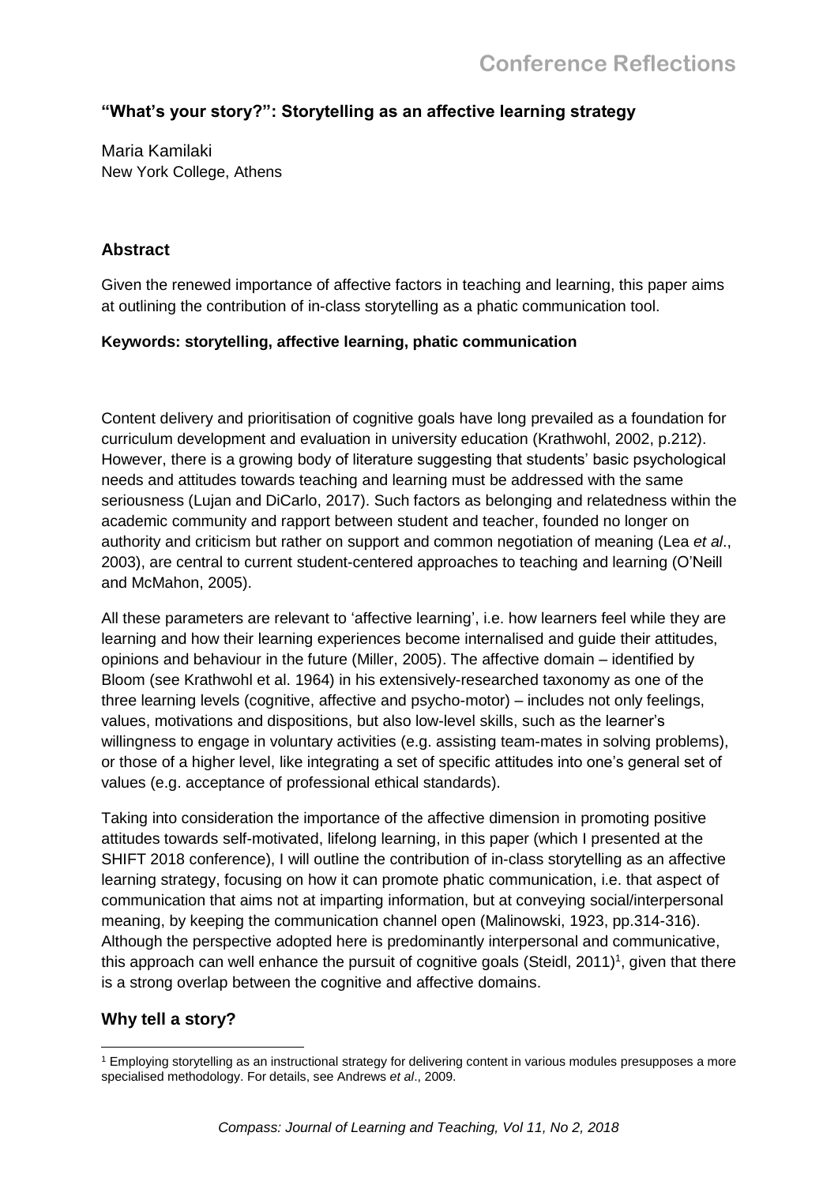## "What's your story?": Storytelling as an affective learning strategy

Maria Kamilaki
New York College, Athens

### Abstract

Given the renewed importance of affective factors in teaching and learning, this paper aims at outlining the contribution of in-class storytelling as a phatic communication tool.

**Keywords: storytelling, affective learning, phatic communication**

Content delivery and prioritisation of cognitive goals have long prevailed as a foundation for curriculum development and evaluation in university education (Krathwohl, 2002, p.212). However, there is a growing body of literature suggesting that students' basic psychological needs and attitudes towards teaching and learning must be addressed with the same seriousness (Lujan and DiCarlo, 2017). Such factors as belonging and relatedness within the academic community and rapport between student and teacher, founded no longer on authority and criticism but rather on support and common negotiation of meaning (Lea *et al*., 2003), are central to current student-centered approaches to teaching and learning (O'Neill and McMahon, 2005).

All these parameters are relevant to 'affective learning', i.e. how learners feel while they are learning and how their learning experiences become internalised and guide their attitudes, opinions and behaviour in the future (Miller, 2005). The affective domain – identified by Bloom (see Krathwohl et al. 1964) in his extensively-researched taxonomy as one of the three learning levels (cognitive, affective and psycho-motor) – includes not only feelings, values, motivations and dispositions, but also low-level skills, such as the learner's willingness to engage in voluntary activities (e.g. assisting team-mates in solving problems), or those of a higher level, like integrating a set of specific attitudes into one's general set of values (e.g. acceptance of professional ethical standards).

Taking into consideration the importance of the affective dimension in promoting positive attitudes towards self-motivated, lifelong learning, in this paper (which I presented at the SHIFT 2018 conference), I will outline the contribution of in-class storytelling as an affective learning strategy, focusing on how it can promote phatic communication, i.e. that aspect of communication that aims not at imparting information, but at conveying social/interpersonal meaning, by keeping the communication channel open (Malinowski, 1923, pp.314-316). Although the perspective adopted here is predominantly interpersonal and communicative, this approach can well enhance the pursuit of cognitive goals (Steidl, 2011)[1], given that there is a strong overlap between the cognitive and affective domains.

### Why tell a story?

[1] Employing storytelling as an instructional strategy for delivering content in various modules presupposes a more specialised methodology. For details, see Andrews *et al*., 2009.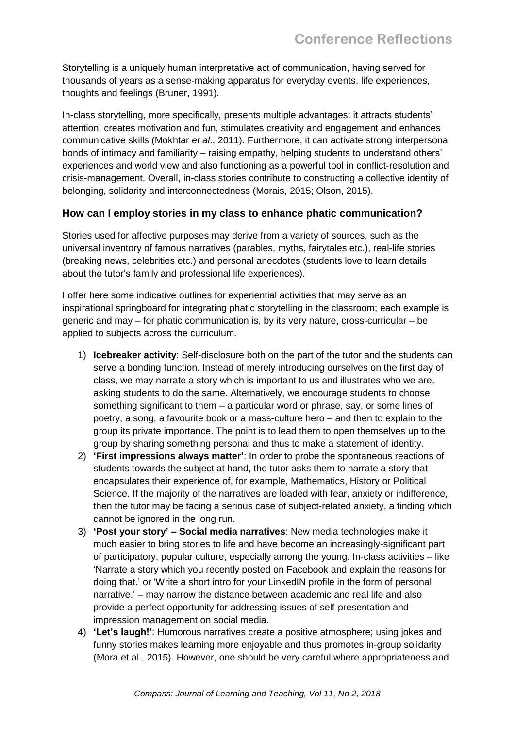Storytelling is a uniquely human interpretative act of communication, having served for thousands of years as a sense-making apparatus for everyday events, life experiences, thoughts and feelings (Bruner, 1991).

In-class storytelling, more specifically, presents multiple advantages: it attracts students' attention, creates motivation and fun, stimulates creativity and engagement and enhances communicative skills (Mokhtar *et al*., 2011). Furthermore, it can activate strong interpersonal bonds of intimacy and familiarity – raising empathy, helping students to understand others' experiences and world view and also functioning as a powerful tool in conflict-resolution and crisis-management. Overall, in-class stories contribute to constructing a collective identity of belonging, solidarity and interconnectedness (Morais, 2015; Olson, 2015).

### How can I employ stories in my class to enhance phatic communication?

Stories used for affective purposes may derive from a variety of sources, such as the universal inventory of famous narratives (parables, myths, fairytales etc.), real-life stories (breaking news, celebrities etc.) and personal anecdotes (students love to learn details about the tutor's family and professional life experiences).

I offer here some indicative outlines for experiential activities that may serve as an inspirational springboard for integrating phatic storytelling in the classroom; each example is generic and may – for phatic communication is, by its very nature, cross-curricular – be applied to subjects across the curriculum.

1) **Icebreaker activity**: Self-disclosure both on the part of the tutor and the students can serve a bonding function. Instead of merely introducing ourselves on the first day of class, we may narrate a story which is important to us and illustrates who we are, asking students to do the same. Alternatively, we encourage students to choose something significant to them – a particular word or phrase, say, or some lines of poetry, a song, a favourite book or a mass-culture hero – and then to explain to the group its private importance. The point is to lead them to open themselves up to the group by sharing something personal and thus to make a statement of identity.
2) **'First impressions always matter'**: In order to probe the spontaneous reactions of students towards the subject at hand, the tutor asks them to narrate a story that encapsulates their experience of, for example, Mathematics, History or Political Science. If the majority of the narratives are loaded with fear, anxiety or indifference, then the tutor may be facing a serious case of subject-related anxiety, a finding which cannot be ignored in the long run.
3) **'Post your story' – Social media narratives**: New media technologies make it much easier to bring stories to life and have become an increasingly-significant part of participatory, popular culture, especially among the young. In-class activities – like 'Narrate a story which you recently posted on Facebook and explain the reasons for doing that.' or 'Write a short intro for your LinkedIN profile in the form of personal narrative.' – may narrow the distance between academic and real life and also provide a perfect opportunity for addressing issues of self-presentation and impression management on social media.
4) **'Let's laugh!'**: Humorous narratives create a positive atmosphere; using jokes and funny stories makes learning more enjoyable and thus promotes in-group solidarity (Mora et al., 2015). However, one should be very careful where appropriateness and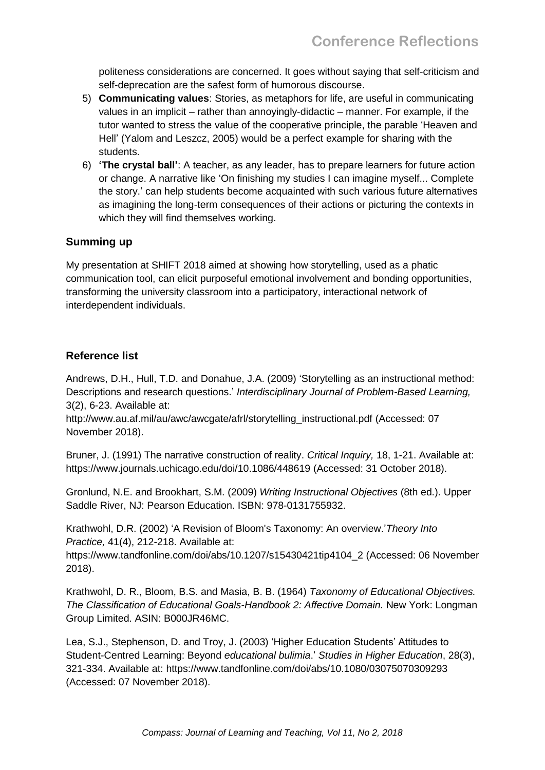politeness considerations are concerned. It goes without saying that self-criticism and self-deprecation are the safest form of humorous discourse.

5) **Communicating values**: Stories, as metaphors for life, are useful in communicating values in an implicit – rather than annoyingly-didactic – manner. For example, if the tutor wanted to stress the value of the cooperative principle, the parable 'Heaven and Hell' (Yalom and Leszcz, 2005) would be a perfect example for sharing with the students.
6) **'The crystal ball'**: A teacher, as any leader, has to prepare learners for future action or change. A narrative like 'On finishing my studies I can imagine myself... Complete the story.' can help students become acquainted with such various future alternatives as imagining the long-term consequences of their actions or picturing the contexts in which they will find themselves working.

## Summing up

My presentation at SHIFT 2018 aimed at showing how storytelling, used as a phatic communication tool, can elicit purposeful emotional involvement and bonding opportunities, transforming the university classroom into a participatory, interactional network of interdependent individuals.

## Reference list

Andrews, D.H., Hull, T.D. and Donahue, J.A. (2009) 'Storytelling as an instructional method: Descriptions and research questions.' *Interdisciplinary Journal of Problem-Based Learning,* 3(2), 6-23. Available at: http://www.au.af.mil/au/awc/awcgate/afrl/storytelling_instructional.pdf (Accessed: 07 November 2018).

Bruner, J. (1991) The narrative construction of reality. *Critical Inquiry,* 18, 1-21. Available at: https://www.journals.uchicago.edu/doi/10.1086/448619 (Accessed: 31 October 2018).

Gronlund, N.E. and Brookhart, S.M. (2009) *Writing Instructional Objectives* (8th ed.). Upper Saddle River, NJ: Pearson Education. ISBN: 978-0131755932.

Krathwohl, D.R. (2002) 'A Revision of Bloom's Taxonomy: An overview.'*Theory Into Practice,* 41(4), 212-218. Available at: https://www.tandfonline.com/doi/abs/10.1207/s15430421tip4104_2 (Accessed: 06 November 2018).

Krathwohl, D. R., Bloom, B.S. and Masia, B. B. (1964) *Taxonomy of Educational Objectives. The Classification of Educational Goals-Handbook 2: Affective Domain.* New York: Longman Group Limited. ASIN: B000JR46MC.

Lea, S.J., Stephenson, D. and Troy, J. (2003) 'Higher Education Students' Attitudes to Student-Centred Learning: Beyond *educational bulimia*.' *Studies in Higher Education*, 28(3), 321-334. Available at: https://www.tandfonline.com/doi/abs/10.1080/03075070309293 (Accessed: 07 November 2018).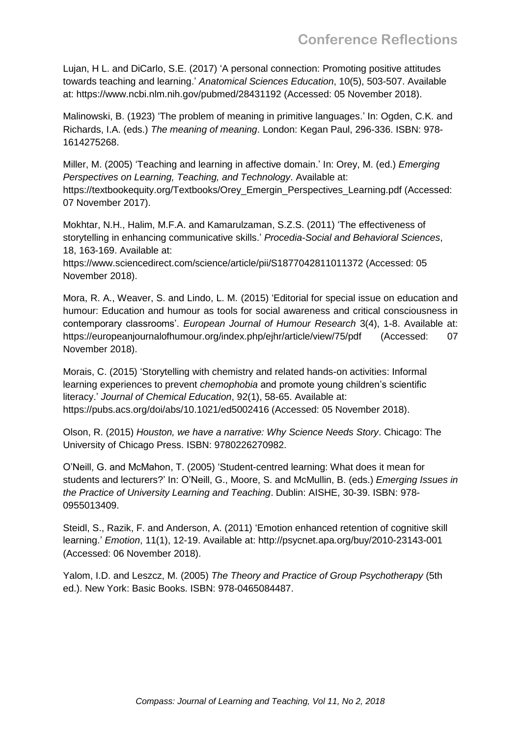Lujan, H L. and DiCarlo, S.E. (2017) 'A personal connection: Promoting positive attitudes towards teaching and learning.' *Anatomical Sciences Education*, 10(5), 503-507. Available at: https://www.ncbi.nlm.nih.gov/pubmed/28431192 (Accessed: 05 November 2018).

Malinowski, B. (1923) 'The problem of meaning in primitive languages.' In: Ogden, C.K. and Richards, I.A. (eds.) *The meaning of meaning*. London: Kegan Paul, 296-336. ISBN: 978-1614275268.

Miller, M. (2005) 'Teaching and learning in affective domain.' In: Orey, M. (ed.) *Emerging Perspectives on Learning, Teaching, and Technology*. Available at: https://textbookequity.org/Textbooks/Orey_Emergin_Perspectives_Learning.pdf (Accessed: 07 November 2017).

Mokhtar, N.H., Halim, M.F.A. and Kamarulzaman, S.Z.S. (2011) 'The effectiveness of storytelling in enhancing communicative skills.' *Procedia-Social and Behavioral Sciences*, 18, 163-169. Available at: https://www.sciencedirect.com/science/article/pii/S1877042811011372 (Accessed: 05 November 2018).

Mora, R. A., Weaver, S. and Lindo, L. M. (2015) 'Editorial for special issue on education and humour: Education and humour as tools for social awareness and critical consciousness in contemporary classrooms'. *European Journal of Humour Research* 3(4), 1-8. Available at: https://europeanjournalofhumour.org/index.php/ejhr/article/view/75/pdf (Accessed: 07 November 2018).

Morais, C. (2015) 'Storytelling with chemistry and related hands-on activities: Informal learning experiences to prevent *chemophobia* and promote young children's scientific literacy.' *Journal of Chemical Education*, 92(1), 58-65. Available at: https://pubs.acs.org/doi/abs/10.1021/ed5002416 (Accessed: 05 November 2018).

Olson, R. (2015) *Houston, we have a narrative: Why Science Needs Story*. Chicago: The University of Chicago Press. ISBN: 9780226270982.

O'Neill, G. and McMahon, T. (2005) 'Student-centred learning: What does it mean for students and lecturers?' In: O'Neill, G., Moore, S. and McMullin, B. (eds.) *Emerging Issues in the Practice of University Learning and Teaching*. Dublin: AISHE, 30-39. ISBN: 978-0955013409.

Steidl, S., Razik, F. and Anderson, A. (2011) 'Emotion enhanced retention of cognitive skill learning.' *Emotion*, 11(1), 12-19. Available at: http://psycnet.apa.org/buy/2010-23143-001 (Accessed: 06 November 2018).

Yalom, I.D. and Leszcz, M. (2005) *The Theory and Practice of Group Psychotherapy* (5th ed.). New York: Basic Books. ISBN: 978-0465084487.